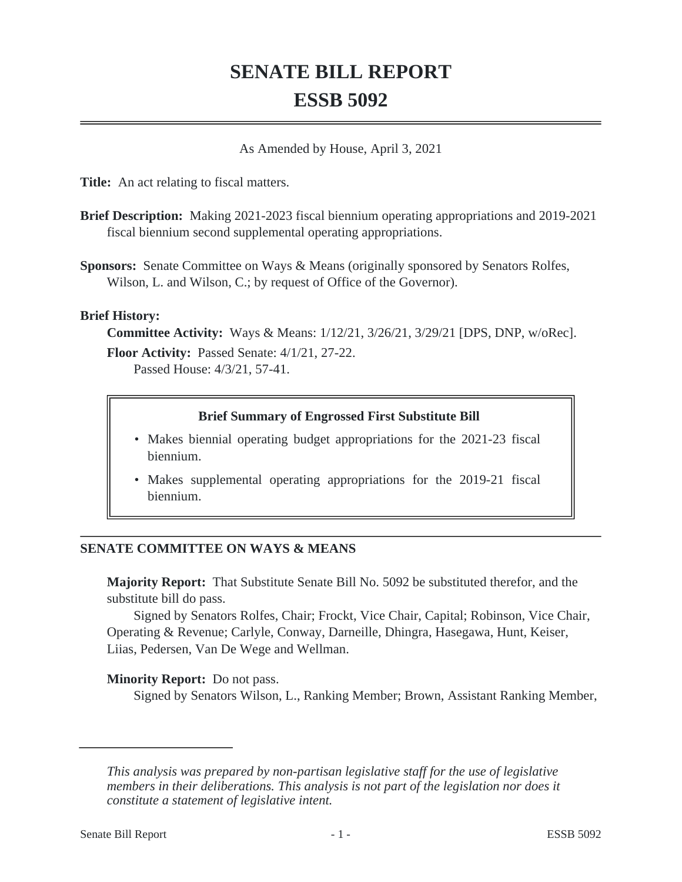# SENATE BILL REPORT
# ESSB 5092

As Amended by House, April 3, 2021

**Title:** An act relating to fiscal matters.

**Brief Description:** Making 2021-2023 fiscal biennium operating appropriations and 2019-2021 fiscal biennium second supplemental operating appropriations.

**Sponsors:** Senate Committee on Ways & Means (originally sponsored by Senators Rolfes, Wilson, L. and Wilson, C.; by request of Office of the Governor).

**Brief History:**

**Committee Activity:** Ways & Means: 1/12/21, 3/26/21, 3/29/21 [DPS, DNP, w/oRec].

**Floor Activity:** Passed Senate: 4/1/21, 27-22.
Passed House: 4/3/21, 57-41.

> **Brief Summary of Engrossed First Substitute Bill**
>
> - Makes biennial operating budget appropriations for the 2021-23 fiscal biennium.
> - Makes supplemental operating appropriations for the 2019-21 fiscal biennium.

## SENATE COMMITTEE ON WAYS & MEANS

**Majority Report:** That Substitute Senate Bill No. 5092 be substituted therefor, and the substitute bill do pass.

Signed by Senators Rolfes, Chair; Frockt, Vice Chair, Capital; Robinson, Vice Chair, Operating & Revenue; Carlyle, Conway, Darneille, Dhingra, Hasegawa, Hunt, Keiser, Liias, Pedersen, Van De Wege and Wellman.

**Minority Report:** Do not pass.

Signed by Senators Wilson, L., Ranking Member; Brown, Assistant Ranking Member,

*This analysis was prepared by non-partisan legislative staff for the use of legislative members in their deliberations. This analysis is not part of the legislation nor does it constitute a statement of legislative intent.*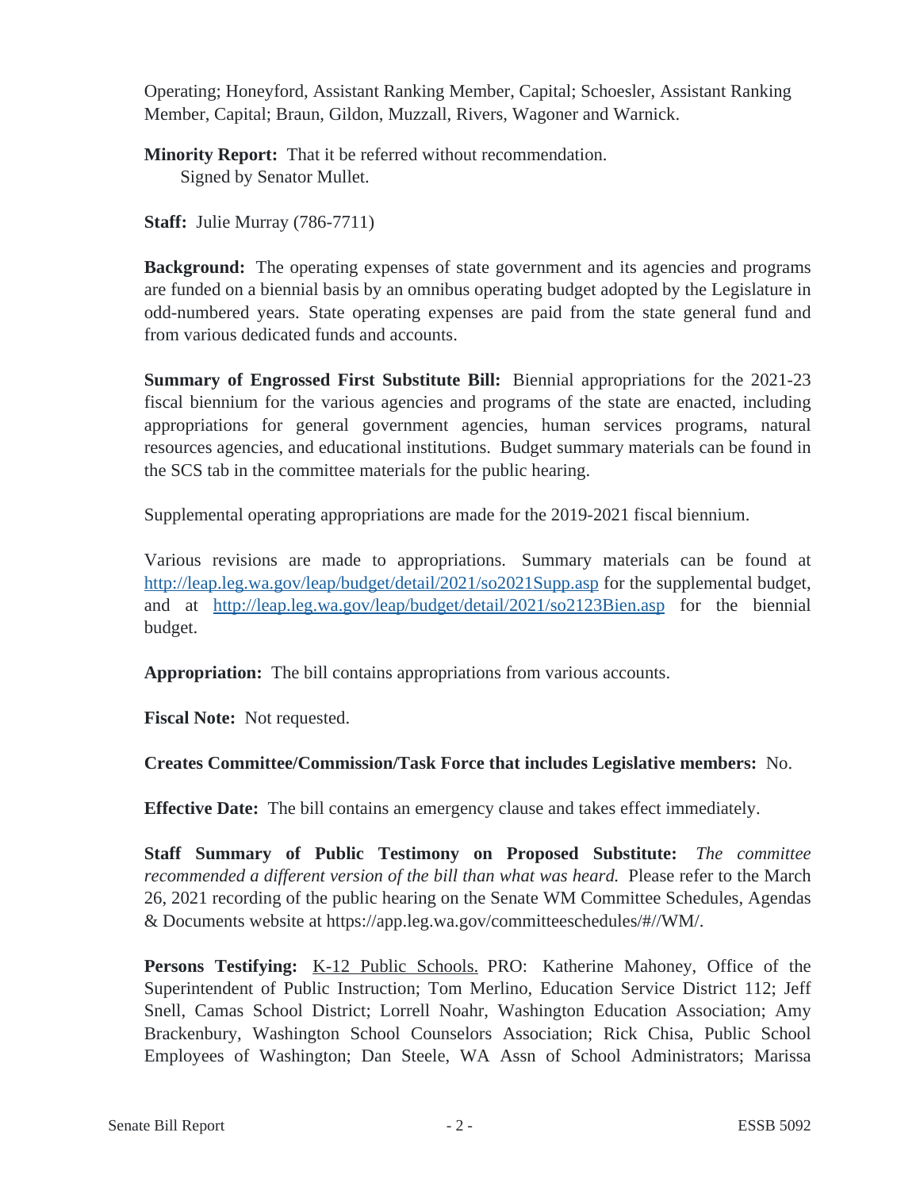Operating; Honeyford, Assistant Ranking Member, Capital; Schoesler, Assistant Ranking Member, Capital; Braun, Gildon, Muzzall, Rivers, Wagoner and Warnick.

**Minority Report:** That it be referred without recommendation.
Signed by Senator Mullet.

**Staff:** Julie Murray (786-7711)

**Background:** The operating expenses of state government and its agencies and programs are funded on a biennial basis by an omnibus operating budget adopted by the Legislature in odd-numbered years. State operating expenses are paid from the state general fund and from various dedicated funds and accounts.

**Summary of Engrossed First Substitute Bill:** Biennial appropriations for the 2021-23 fiscal biennium for the various agencies and programs of the state are enacted, including appropriations for general government agencies, human services programs, natural resources agencies, and educational institutions. Budget summary materials can be found in the SCS tab in the committee materials for the public hearing.

Supplemental operating appropriations are made for the 2019-2021 fiscal biennium.

Various revisions are made to appropriations. Summary materials can be found at http://leap.leg.wa.gov/leap/budget/detail/2021/so2021Supp.asp for the supplemental budget, and at http://leap.leg.wa.gov/leap/budget/detail/2021/so2123Bien.asp for the biennial budget.

**Appropriation:** The bill contains appropriations from various accounts.

**Fiscal Note:** Not requested.

**Creates Committee/Commission/Task Force that includes Legislative members:** No.

**Effective Date:** The bill contains an emergency clause and takes effect immediately.

**Staff Summary of Public Testimony on Proposed Substitute:** *The committee recommended a different version of the bill than what was heard.* Please refer to the March 26, 2021 recording of the public hearing on the Senate WM Committee Schedules, Agendas & Documents website at https://app.leg.wa.gov/committeeschedules/#//WM/.

**Persons Testifying:** K-12 Public Schools. PRO: Katherine Mahoney, Office of the Superintendent of Public Instruction; Tom Merlino, Education Service District 112; Jeff Snell, Camas School District; Lorrell Noahr, Washington Education Association; Amy Brackenbury, Washington School Counselors Association; Rick Chisa, Public School Employees of Washington; Dan Steele, WA Assn of School Administrators; Marissa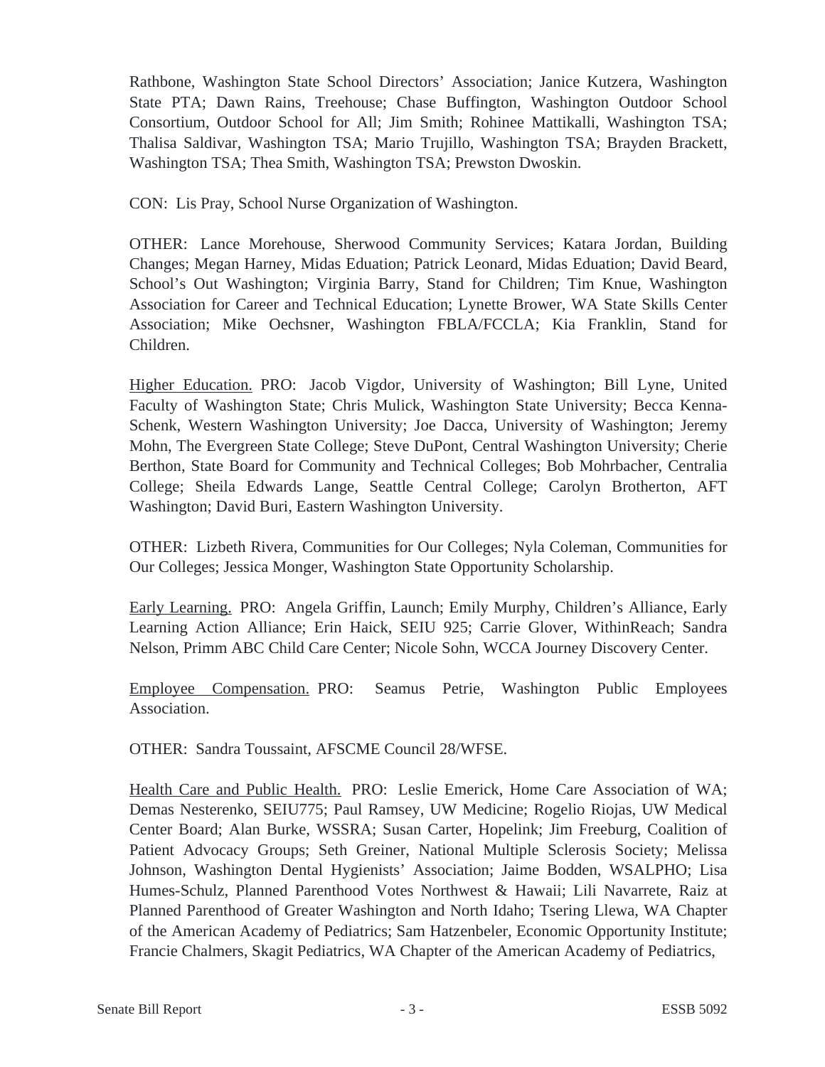Rathbone, Washington State School Directors' Association; Janice Kutzera, Washington State PTA; Dawn Rains, Treehouse; Chase Buffington, Washington Outdoor School Consortium, Outdoor School for All; Jim Smith; Rohinee Mattikalli, Washington TSA; Thalisa Saldivar, Washington TSA; Mario Trujillo, Washington TSA; Brayden Brackett, Washington TSA; Thea Smith, Washington TSA; Prewston Dwoskin.

CON: Lis Pray, School Nurse Organization of Washington.

OTHER: Lance Morehouse, Sherwood Community Services; Katara Jordan, Building Changes; Megan Harney, Midas Eduation; Patrick Leonard, Midas Eduation; David Beard, School's Out Washington; Virginia Barry, Stand for Children; Tim Knue, Washington Association for Career and Technical Education; Lynette Brower, WA State Skills Center Association; Mike Oechsner, Washington FBLA/FCCLA; Kia Franklin, Stand for Children.

<u>Higher Education.</u> PRO: Jacob Vigdor, University of Washington; Bill Lyne, United Faculty of Washington State; Chris Mulick, Washington State University; Becca Kenna-Schenk, Western Washington University; Joe Dacca, University of Washington; Jeremy Mohn, The Evergreen State College; Steve DuPont, Central Washington University; Cherie Berthon, State Board for Community and Technical Colleges; Bob Mohrbacher, Centralia College; Sheila Edwards Lange, Seattle Central College; Carolyn Brotherton, AFT Washington; David Buri, Eastern Washington University.

OTHER: Lizbeth Rivera, Communities for Our Colleges; Nyla Coleman, Communities for Our Colleges; Jessica Monger, Washington State Opportunity Scholarship.

<u>Early Learning.</u> PRO: Angela Griffin, Launch; Emily Murphy, Children's Alliance, Early Learning Action Alliance; Erin Haick, SEIU 925; Carrie Glover, WithinReach; Sandra Nelson, Primm ABC Child Care Center; Nicole Sohn, WCCA Journey Discovery Center.

<u>Employee Compensation.</u> PRO: Seamus Petrie, Washington Public Employees Association.

OTHER: Sandra Toussaint, AFSCME Council 28/WFSE.

<u>Health Care and Public Health.</u> PRO: Leslie Emerick, Home Care Association of WA; Demas Nesterenko, SEIU775; Paul Ramsey, UW Medicine; Rogelio Riojas, UW Medical Center Board; Alan Burke, WSSRA; Susan Carter, Hopelink; Jim Freeburg, Coalition of Patient Advocacy Groups; Seth Greiner, National Multiple Sclerosis Society; Melissa Johnson, Washington Dental Hygienists' Association; Jaime Bodden, WSALPHO; Lisa Humes-Schulz, Planned Parenthood Votes Northwest & Hawaii; Lili Navarrete, Raiz at Planned Parenthood of Greater Washington and North Idaho; Tsering Llewa, WA Chapter of the American Academy of Pediatrics; Sam Hatzenbeler, Economic Opportunity Institute; Francie Chalmers, Skagit Pediatrics, WA Chapter of the American Academy of Pediatrics,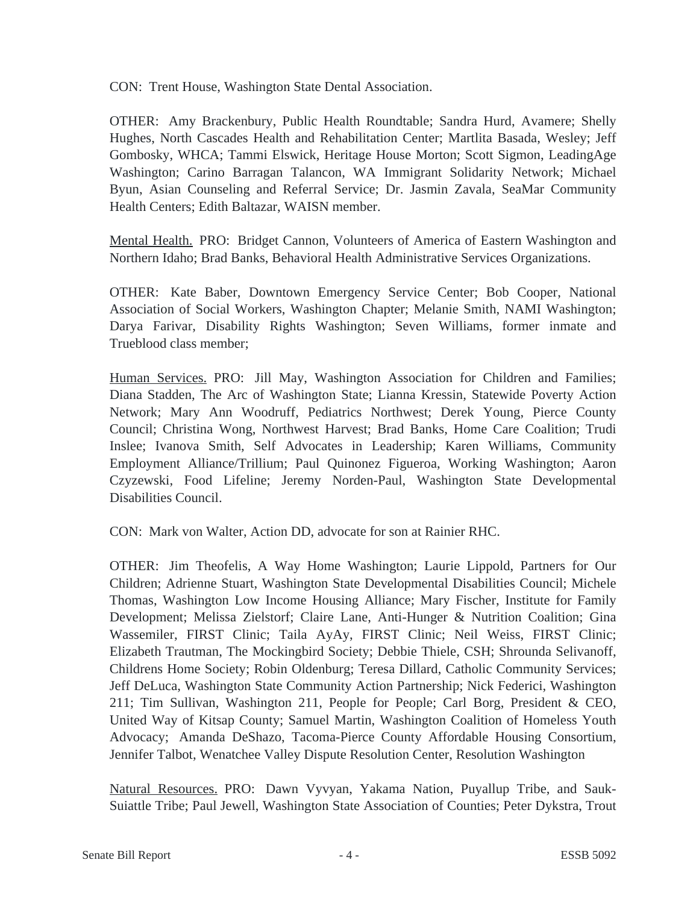CON: Trent House, Washington State Dental Association.

OTHER: Amy Brackenbury, Public Health Roundtable; Sandra Hurd, Avamere; Shelly Hughes, North Cascades Health and Rehabilitation Center; Martlita Basada, Wesley; Jeff Gombosky, WHCA; Tammi Elswick, Heritage House Morton; Scott Sigmon, LeadingAge Washington; Carino Barragan Talancon, WA Immigrant Solidarity Network; Michael Byun, Asian Counseling and Referral Service; Dr. Jasmin Zavala, SeaMar Community Health Centers; Edith Baltazar, WAISN member.

<u>Mental Health.</u> PRO: Bridget Cannon, Volunteers of America of Eastern Washington and Northern Idaho; Brad Banks, Behavioral Health Administrative Services Organizations.

OTHER: Kate Baber, Downtown Emergency Service Center; Bob Cooper, National Association of Social Workers, Washington Chapter; Melanie Smith, NAMI Washington; Darya Farivar, Disability Rights Washington; Seven Williams, former inmate and Trueblood class member;

<u>Human Services.</u> PRO: Jill May, Washington Association for Children and Families; Diana Stadden, The Arc of Washington State; Lianna Kressin, Statewide Poverty Action Network; Mary Ann Woodruff, Pediatrics Northwest; Derek Young, Pierce County Council; Christina Wong, Northwest Harvest; Brad Banks, Home Care Coalition; Trudi Inslee; Ivanova Smith, Self Advocates in Leadership; Karen Williams, Community Employment Alliance/Trillium; Paul Quinonez Figueroa, Working Washington; Aaron Czyzewski, Food Lifeline; Jeremy Norden-Paul, Washington State Developmental Disabilities Council.

CON: Mark von Walter, Action DD, advocate for son at Rainier RHC.

OTHER: Jim Theofelis, A Way Home Washington; Laurie Lippold, Partners for Our Children; Adrienne Stuart, Washington State Developmental Disabilities Council; Michele Thomas, Washington Low Income Housing Alliance; Mary Fischer, Institute for Family Development; Melissa Zielstorf; Claire Lane, Anti-Hunger & Nutrition Coalition; Gina Wassemiler, FIRST Clinic; Taila AyAy, FIRST Clinic; Neil Weiss, FIRST Clinic; Elizabeth Trautman, The Mockingbird Society; Debbie Thiele, CSH; Shrounda Selivanoff, Childrens Home Society; Robin Oldenburg; Teresa Dillard, Catholic Community Services; Jeff DeLuca, Washington State Community Action Partnership; Nick Federici, Washington 211; Tim Sullivan, Washington 211, People for People; Carl Borg, President & CEO, United Way of Kitsap County; Samuel Martin, Washington Coalition of Homeless Youth Advocacy; Amanda DeShazo, Tacoma-Pierce County Affordable Housing Consortium, Jennifer Talbot, Wenatchee Valley Dispute Resolution Center, Resolution Washington

<u>Natural Resources.</u> PRO: Dawn Vyvyan, Yakama Nation, Puyallup Tribe, and Sauk-Suiattle Tribe; Paul Jewell, Washington State Association of Counties; Peter Dykstra, Trout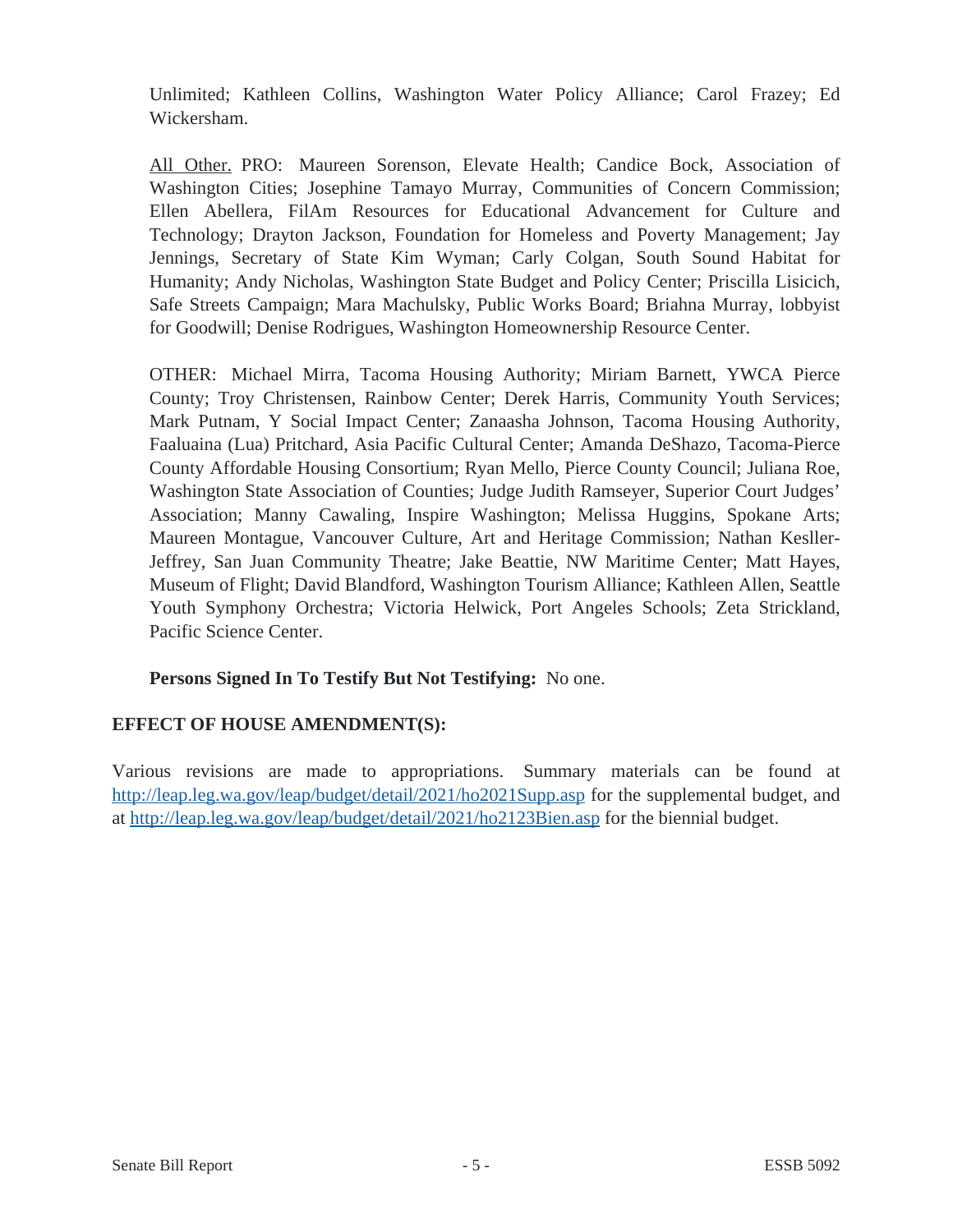Unlimited; Kathleen Collins, Washington Water Policy Alliance; Carol Frazey; Ed Wickersham.

All Other. PRO: Maureen Sorenson, Elevate Health; Candice Bock, Association of Washington Cities; Josephine Tamayo Murray, Communities of Concern Commission; Ellen Abellera, FilAm Resources for Educational Advancement for Culture and Technology; Drayton Jackson, Foundation for Homeless and Poverty Management; Jay Jennings, Secretary of State Kim Wyman; Carly Colgan, South Sound Habitat for Humanity; Andy Nicholas, Washington State Budget and Policy Center; Priscilla Lisicich, Safe Streets Campaign; Mara Machulsky, Public Works Board; Briahna Murray, lobbyist for Goodwill; Denise Rodrigues, Washington Homeownership Resource Center.

OTHER: Michael Mirra, Tacoma Housing Authority; Miriam Barnett, YWCA Pierce County; Troy Christensen, Rainbow Center; Derek Harris, Community Youth Services; Mark Putnam, Y Social Impact Center; Zanaasha Johnson, Tacoma Housing Authority, Faaluaina (Lua) Pritchard, Asia Pacific Cultural Center; Amanda DeShazo, Tacoma-Pierce County Affordable Housing Consortium; Ryan Mello, Pierce County Council; Juliana Roe, Washington State Association of Counties; Judge Judith Ramseyer, Superior Court Judges' Association; Manny Cawaling, Inspire Washington; Melissa Huggins, Spokane Arts; Maureen Montague, Vancouver Culture, Art and Heritage Commission; Nathan Kessler-Jeffrey, San Juan Community Theatre; Jake Beattie, NW Maritime Center; Matt Hayes, Museum of Flight; David Blandford, Washington Tourism Alliance; Kathleen Allen, Seattle Youth Symphony Orchestra; Victoria Helwick, Port Angeles Schools; Zeta Strickland, Pacific Science Center.

**Persons Signed In To Testify But Not Testifying:** No one.

## EFFECT OF HOUSE AMENDMENT(S):

Various revisions are made to appropriations. Summary materials can be found at http://leap.leg.wa.gov/leap/budget/detail/2021/ho2021Supp.asp for the supplemental budget, and at http://leap.leg.wa.gov/leap/budget/detail/2021/ho2123Bien.asp for the biennial budget.